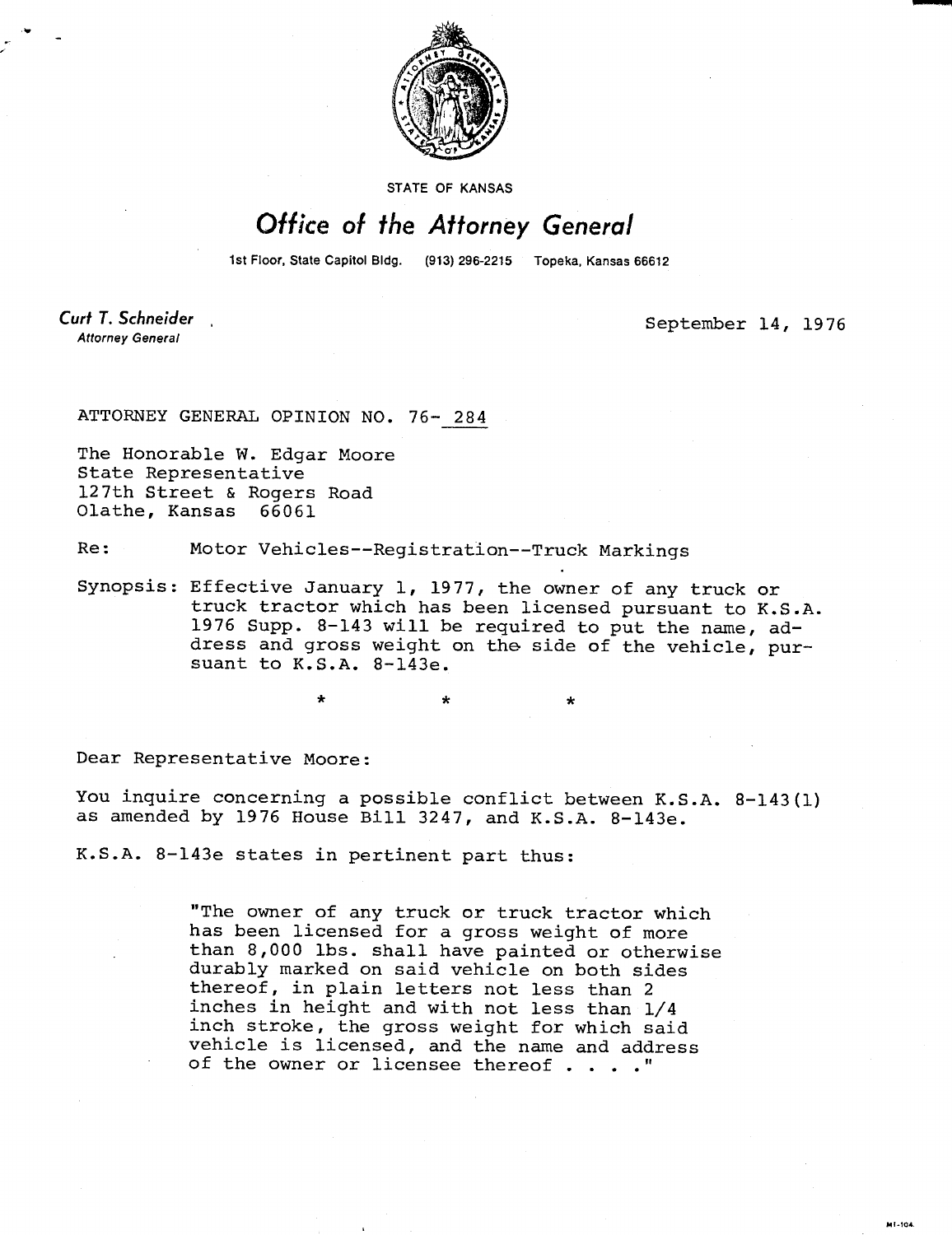STATE OF KANSAS

# Office of the Attorney General

1st Floor, State Capitol Bldg. (913) 296-2215 Topeka, Kansas 66612

*Curt T. Schneider*
*Attorney General*

September 14, 1976

ATTORNEY GENERAL OPINION NO. 76-284

The Honorable W. Edgar Moore
State Representative
127th Street & Rogers Road
Olathe, Kansas 66061

Re: Motor Vehicles--Registration--Truck Markings

Synopsis: Effective January 1, 1977, the owner of any truck or truck tractor which has been licensed pursuant to K.S.A. 1976 Supp. 8-143 will be required to put the name, address and gross weight on the side of the vehicle, pursuant to K.S.A. 8-143e.

\* \* \*

Dear Representative Moore:

You inquire concerning a possible conflict between K.S.A. 8-143(1) as amended by 1976 House Bill 3247, and K.S.A. 8-143e.

K.S.A. 8-143e states in pertinent part thus:

> "The owner of any truck or truck tractor which has been licensed for a gross weight of more than 8,000 lbs. shall have painted or otherwise durably marked on said vehicle on both sides thereof, in plain letters not less than 2 inches in height and with not less than 1/4 inch stroke, the gross weight for which said vehicle is licensed, and the name and address of the owner or licensee thereof . . . ."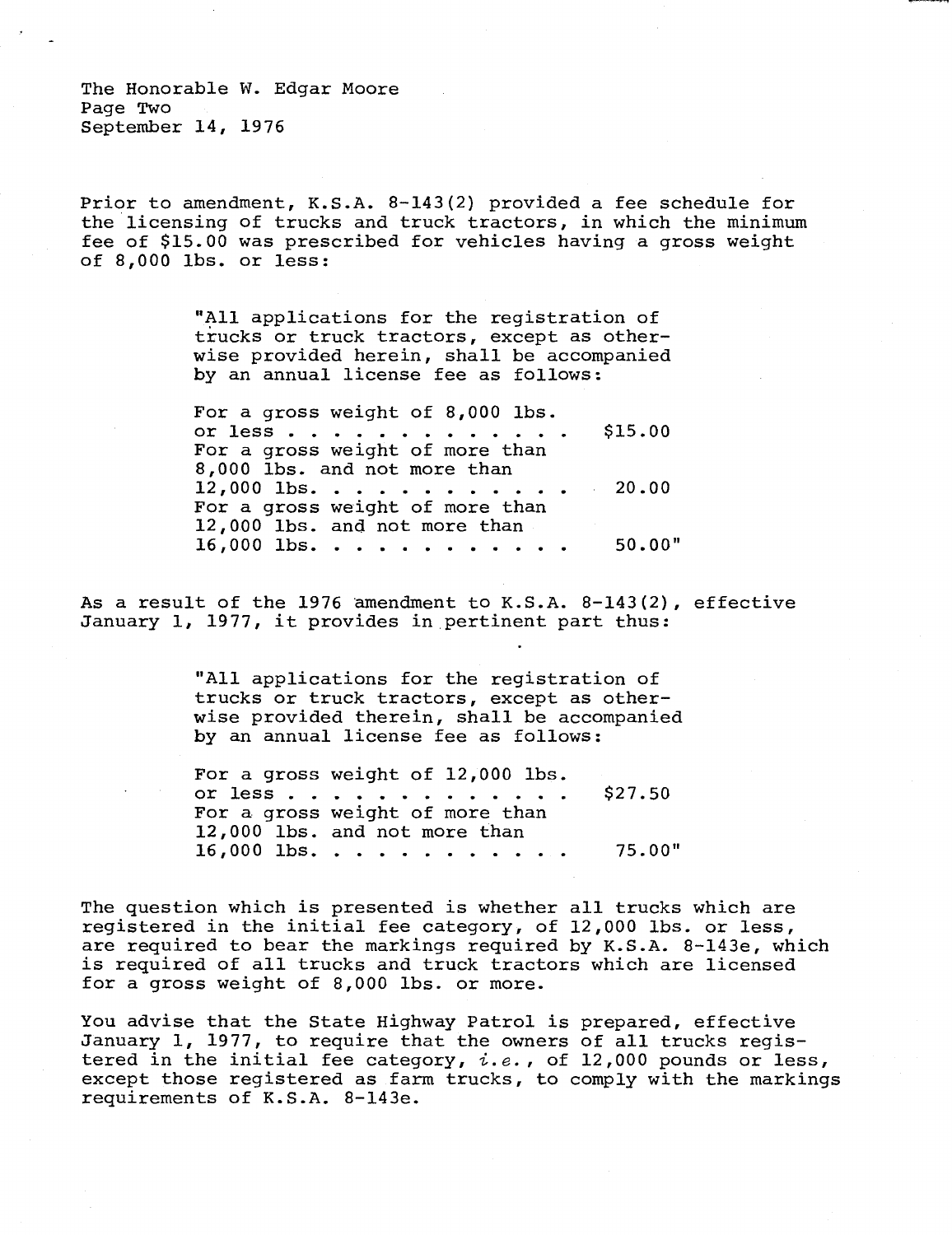The Honorable W. Edgar Moore
Page Two
September 14, 1976

Prior to amendment, K.S.A. 8-143(2) provided a fee schedule for the licensing of trucks and truck tractors, in which the minimum fee of $15.00 was prescribed for vehicles having a gross weight of 8,000 lbs. or less:

> "All applications for the registration of trucks or truck tractors, except as otherwise provided herein, shall be accompanied by an annual license fee as follows:
>
> For a gross weight of 8,000 lbs. or less . . . . . . . . . . . . . $15.00
> For a gross weight of more than 8,000 lbs. and not more than 12,000 lbs. . . . . . . . . . . . 20.00
> For a gross weight of more than 12,000 lbs. and not more than 16,000 lbs. . . . . . . . . . . 50.00"

As a result of the 1976 amendment to K.S.A. 8-143(2), effective January 1, 1977, it provides in pertinent part thus:

> "All applications for the registration of trucks or truck tractors, except as otherwise provided therein, shall be accompanied by an annual license fee as follows:
>
> For a gross weight of 12,000 lbs. or less . . . . . . . . . . . . . $27.50
> For a gross weight of more than 12,000 lbs. and not more than 16,000 lbs. . . . . . . . . . . 75.00"

The question which is presented is whether all trucks which are registered in the initial fee category, of 12,000 lbs. or less, are required to bear the markings required by K.S.A. 8-143e, which is required of all trucks and truck tractors which are licensed for a gross weight of 8,000 lbs. or more.

You advise that the State Highway Patrol is prepared, effective January 1, 1977, to require that the owners of all trucks registered in the initial fee category, *i.e.*, of 12,000 pounds or less, except those registered as farm trucks, to comply with the markings requirements of K.S.A. 8-143e.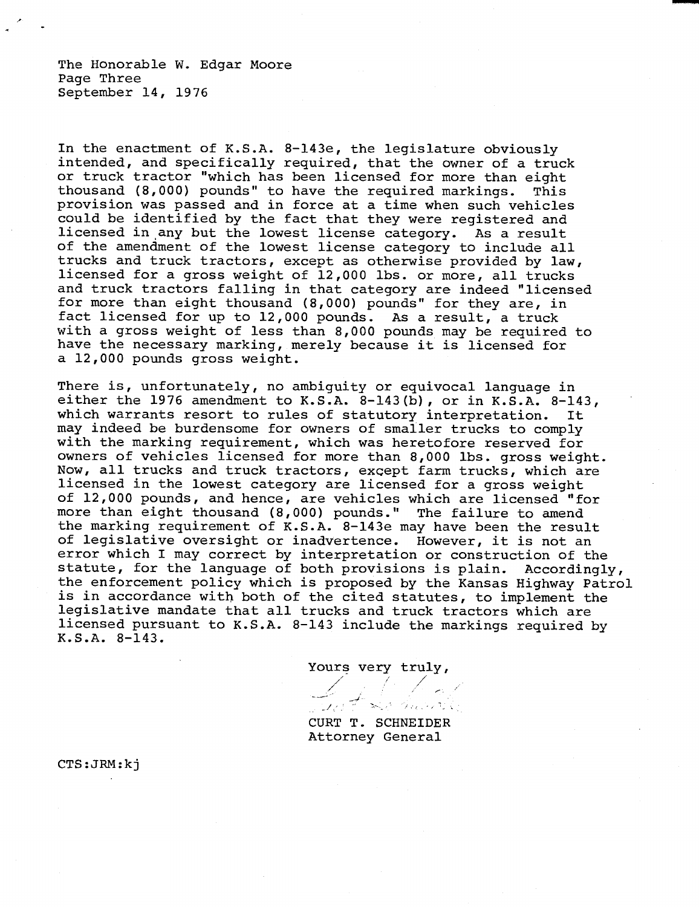The Honorable W. Edgar Moore
Page Three
September 14, 1976

In the enactment of K.S.A. 8-143e, the legislature obviously intended, and specifically required, that the owner of a truck or truck tractor "which has been licensed for more than eight thousand (8,000) pounds" to have the required markings. This provision was passed and in force at a time when such vehicles could be identified by the fact that they were registered and licensed in any but the lowest license category. As a result of the amendment of the lowest license category to include all trucks and truck tractors, except as otherwise provided by law, licensed for a gross weight of 12,000 lbs. or more, all trucks and truck tractors falling in that category are indeed "licensed for more than eight thousand (8,000) pounds" for they are, in fact licensed for up to 12,000 pounds. As a result, a truck with a gross weight of less than 8,000 pounds may be required to have the necessary marking, merely because it is licensed for a 12,000 pounds gross weight.

There is, unfortunately, no ambiguity or equivocal language in either the 1976 amendment to K.S.A. 8-143(b), or in K.S.A. 8-143, which warrants resort to rules of statutory interpretation. It may indeed be burdensome for owners of smaller trucks to comply with the marking requirement, which was heretofore reserved for owners of vehicles licensed for more than 8,000 lbs. gross weight. Now, all trucks and truck tractors, except farm trucks, which are licensed in the lowest category are licensed for a gross weight of 12,000 pounds, and hence, are vehicles which are licensed "for more than eight thousand (8,000) pounds." The failure to amend the marking requirement of K.S.A. 8-143e may have been the result of legislative oversight or inadvertence. However, it is not an error which I may correct by interpretation or construction of the statute, for the language of both provisions is plain. Accordingly, the enforcement policy which is proposed by the Kansas Highway Patrol is in accordance with both of the cited statutes, to implement the legislative mandate that all trucks and truck tractors which are licensed pursuant to K.S.A. 8-143 include the markings required by K.S.A. 8-143.

Yours very truly,

CURT T. SCHNEIDER
Attorney General

CTS:JRM:kj